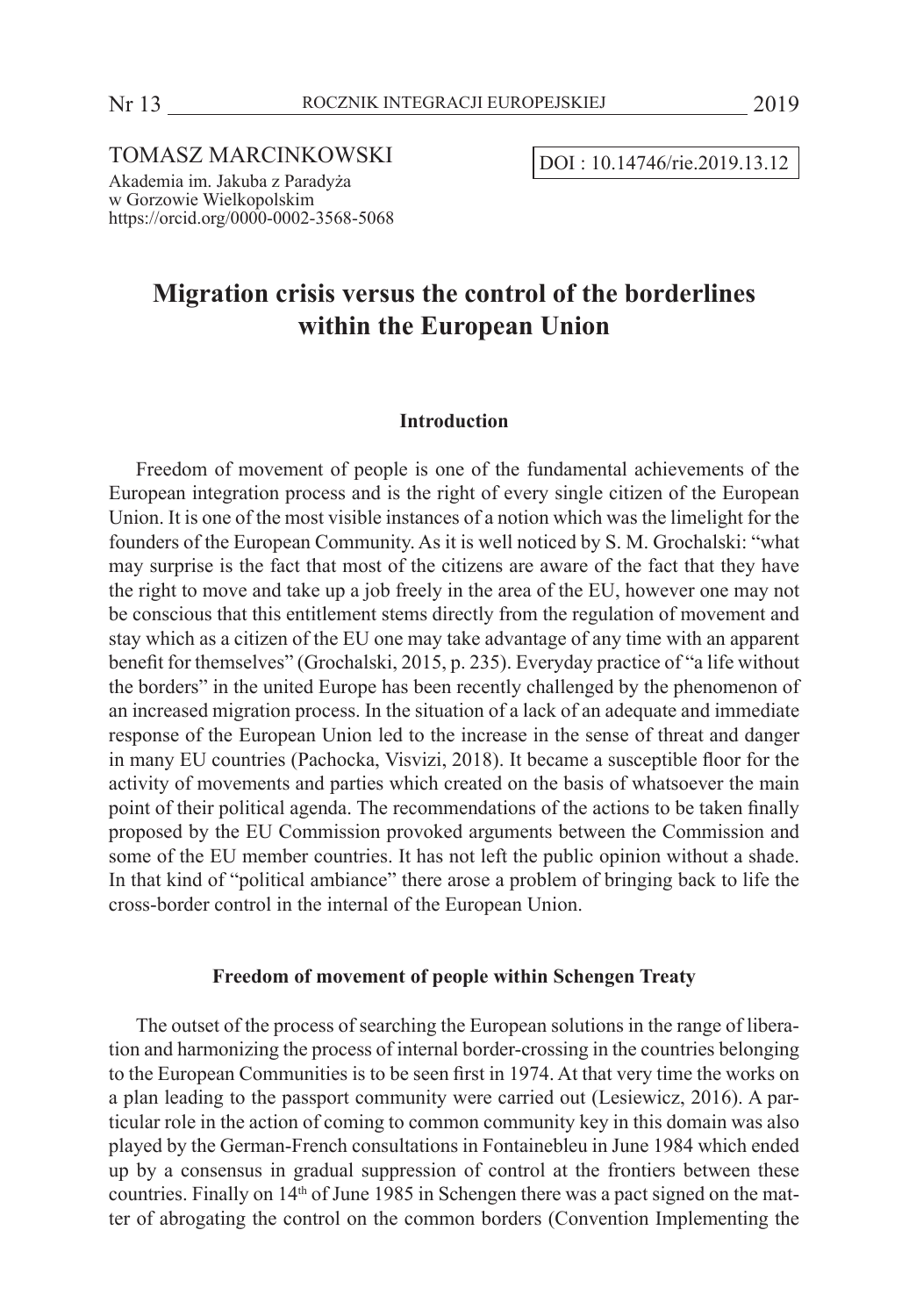TOMASZ MARCINKOWSKI

Akademia im. Jakuba z Paradyża
w Gorzowie Wielkopolskim
https://orcid.org/0000-0002-3568-5068

DOI : 10.14746/rie.2019.13.12

# Migration crisis versus the control of the borderlines within the European Union

### Introduction

Freedom of movement of people is one of the fundamental achievements of the European integration process and is the right of every single citizen of the European Union. It is one of the most visible instances of a notion which was the limelight for the founders of the European Community. As it is well noticed by S. M. Grochalski: "what may surprise is the fact that most of the citizens are aware of the fact that they have the right to move and take up a job freely in the area of the EU, however one may not be conscious that this entitlement stems directly from the regulation of movement and stay which as a citizen of the EU one may take advantage of any time with an apparent benefit for themselves" (Grochalski, 2015, p. 235). Everyday practice of "a life without the borders" in the united Europe has been recently challenged by the phenomenon of an increased migration process. In the situation of a lack of an adequate and immediate response of the European Union led to the increase in the sense of threat and danger in many EU countries (Pachocka, Visvizi, 2018). It became a susceptible floor for the activity of movements and parties which created on the basis of whatsoever the main point of their political agenda. The recommendations of the actions to be taken finally proposed by the EU Commission provoked arguments between the Commission and some of the EU member countries. It has not left the public opinion without a shade. In that kind of "political ambiance" there arose a problem of bringing back to life the cross-border control in the internal of the European Union.

### Freedom of movement of people within Schengen Treaty

The outset of the process of searching the European solutions in the range of liberation and harmonizing the process of internal border-crossing in the countries belonging to the European Communities is to be seen first in 1974. At that very time the works on a plan leading to the passport community were carried out (Lesiewicz, 2016). A particular role in the action of coming to common community key in this domain was also played by the German-French consultations in Fontainebleu in June 1984 which ended up by a consensus in gradual suppression of control at the frontiers between these countries. Finally on 14th of June 1985 in Schengen there was a pact signed on the matter of abrogating the control on the common borders (Convention Implementing the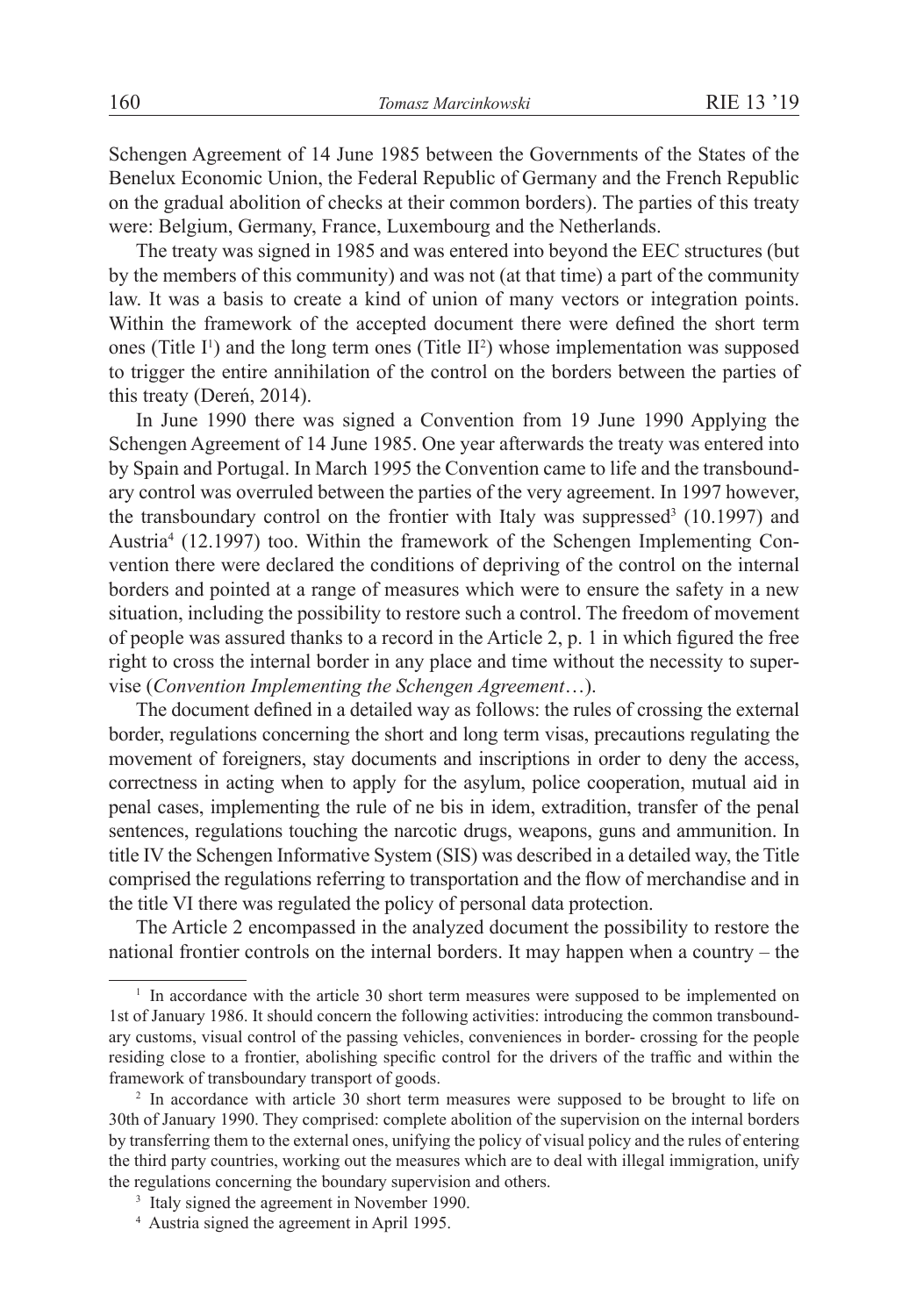Schengen Agreement of 14 June 1985 between the Governments of the States of the Benelux Economic Union, the Federal Republic of Germany and the French Republic on the gradual abolition of checks at their common borders). The parties of this treaty were: Belgium, Germany, France, Luxembourg and the Netherlands.

The treaty was signed in 1985 and was entered into beyond the EEC structures (but by the members of this community) and was not (at that time) a part of the community law. It was a basis to create a kind of union of many vectors or integration points. Within the framework of the accepted document there were defined the short term ones (Title I[1]) and the long term ones (Title II[2]) whose implementation was supposed to trigger the entire annihilation of the control on the borders between the parties of this treaty (Dereń, 2014).

In June 1990 there was signed a Convention from 19 June 1990 Applying the Schengen Agreement of 14 June 1985. One year afterwards the treaty was entered into by Spain and Portugal. In March 1995 the Convention came to life and the transboundary control was overruled between the parties of the very agreement. In 1997 however, the transboundary control on the frontier with Italy was suppressed[3] (10.1997) and Austria[4] (12.1997) too. Within the framework of the Schengen Implementing Convention there were declared the conditions of depriving of the control on the internal borders and pointed at a range of measures which were to ensure the safety in a new situation, including the possibility to restore such a control. The freedom of movement of people was assured thanks to a record in the Article 2, p. 1 in which figured the free right to cross the internal border in any place and time without the necessity to supervise (*Convention Implementing the Schengen Agreement*…).

The document defined in a detailed way as follows: the rules of crossing the external border, regulations concerning the short and long term visas, precautions regulating the movement of foreigners, stay documents and inscriptions in order to deny the access, correctness in acting when to apply for the asylum, police cooperation, mutual aid in penal cases, implementing the rule of ne bis in idem, extradition, transfer of the penal sentences, regulations touching the narcotic drugs, weapons, guns and ammunition. In title IV the Schengen Informative System (SIS) was described in a detailed way, the Title comprised the regulations referring to transportation and the flow of merchandise and in the title VI there was regulated the policy of personal data protection.

The Article 2 encompassed in the analyzed document the possibility to restore the national frontier controls on the internal borders. It may happen when a country – the

---

[1] In accordance with the article 30 short term measures were supposed to be implemented on 1st of January 1986. It should concern the following activities: introducing the common transboundary customs, visual control of the passing vehicles, conveniences in border- crossing for the people residing close to a frontier, abolishing specific control for the drivers of the traffic and within the framework of transboundary transport of goods.

[2] In accordance with article 30 short term measures were supposed to be brought to life on 30th of January 1990. They comprised: complete abolition of the supervision on the internal borders by transferring them to the external ones, unifying the policy of visual policy and the rules of entering the third party countries, working out the measures which are to deal with illegal immigration, unify the regulations concerning the boundary supervision and others.

[3] Italy signed the agreement in November 1990.

[4] Austria signed the agreement in April 1995.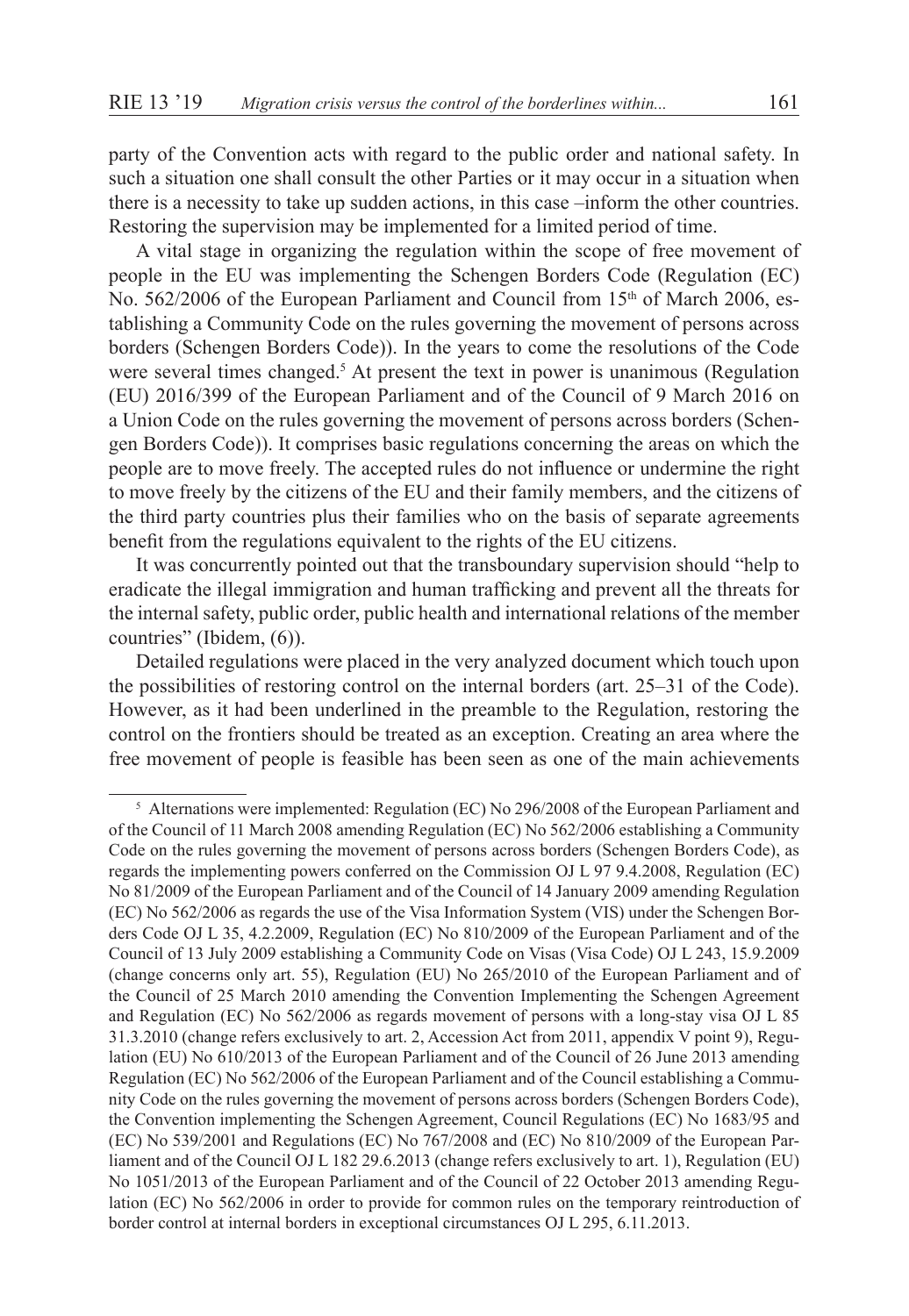party of the Convention acts with regard to the public order and national safety. In such a situation one shall consult the other Parties or it may occur in a situation when there is a necessity to take up sudden actions, in this case –inform the other countries. Restoring the supervision may be implemented for a limited period of time.

A vital stage in organizing the regulation within the scope of free movement of people in the EU was implementing the Schengen Borders Code (Regulation (EC) No. 562/2006 of the European Parliament and Council from 15th of March 2006, establishing a Community Code on the rules governing the movement of persons across borders (Schengen Borders Code)). In the years to come the resolutions of the Code were several times changed.[5] At present the text in power is unanimous (Regulation (EU) 2016/399 of the European Parliament and of the Council of 9 March 2016 on a Union Code on the rules governing the movement of persons across borders (Schengen Borders Code)). It comprises basic regulations concerning the areas on which the people are to move freely. The accepted rules do not influence or undermine the right to move freely by the citizens of the EU and their family members, and the citizens of the third party countries plus their families who on the basis of separate agreements benefit from the regulations equivalent to the rights of the EU citizens.

It was concurrently pointed out that the transboundary supervision should "help to eradicate the illegal immigration and human trafficking and prevent all the threats for the internal safety, public order, public health and international relations of the member countries" (Ibidem, (6)).

Detailed regulations were placed in the very analyzed document which touch upon the possibilities of restoring control on the internal borders (art. 25–31 of the Code). However, as it had been underlined in the preamble to the Regulation, restoring the control on the frontiers should be treated as an exception. Creating an area where the free movement of people is feasible has been seen as one of the main achievements

---

[5] Alternations were implemented: Regulation (EC) No 296/2008 of the European Parliament and of the Council of 11 March 2008 amending Regulation (EC) No 562/2006 establishing a Community Code on the rules governing the movement of persons across borders (Schengen Borders Code), as regards the implementing powers conferred on the Commission OJ L 97 9.4.2008, Regulation (EC) No 81/2009 of the European Parliament and of the Council of 14 January 2009 amending Regulation (EC) No 562/2006 as regards the use of the Visa Information System (VIS) under the Schengen Borders Code OJ L 35, 4.2.2009, Regulation (EC) No 810/2009 of the European Parliament and of the Council of 13 July 2009 establishing a Community Code on Visas (Visa Code) OJ L 243, 15.9.2009 (change concerns only art. 55), Regulation (EU) No 265/2010 of the European Parliament and of the Council of 25 March 2010 amending the Convention Implementing the Schengen Agreement and Regulation (EC) No 562/2006 as regards movement of persons with a long-stay visa OJ L 85 31.3.2010 (change refers exclusively to art. 2, Accession Act from 2011, appendix V point 9), Regulation (EU) No 610/2013 of the European Parliament and of the Council of 26 June 2013 amending Regulation (EC) No 562/2006 of the European Parliament and of the Council establishing a Community Code on the rules governing the movement of persons across borders (Schengen Borders Code), the Convention implementing the Schengen Agreement, Council Regulations (EC) No 1683/95 and (EC) No 539/2001 and Regulations (EC) No 767/2008 and (EC) No 810/2009 of the European Parliament and of the Council OJ L 182 29.6.2013 (change refers exclusively to art. 1), Regulation (EU) No 1051/2013 of the European Parliament and of the Council of 22 October 2013 amending Regulation (EC) No 562/2006 in order to provide for common rules on the temporary reintroduction of border control at internal borders in exceptional circumstances OJ L 295, 6.11.2013.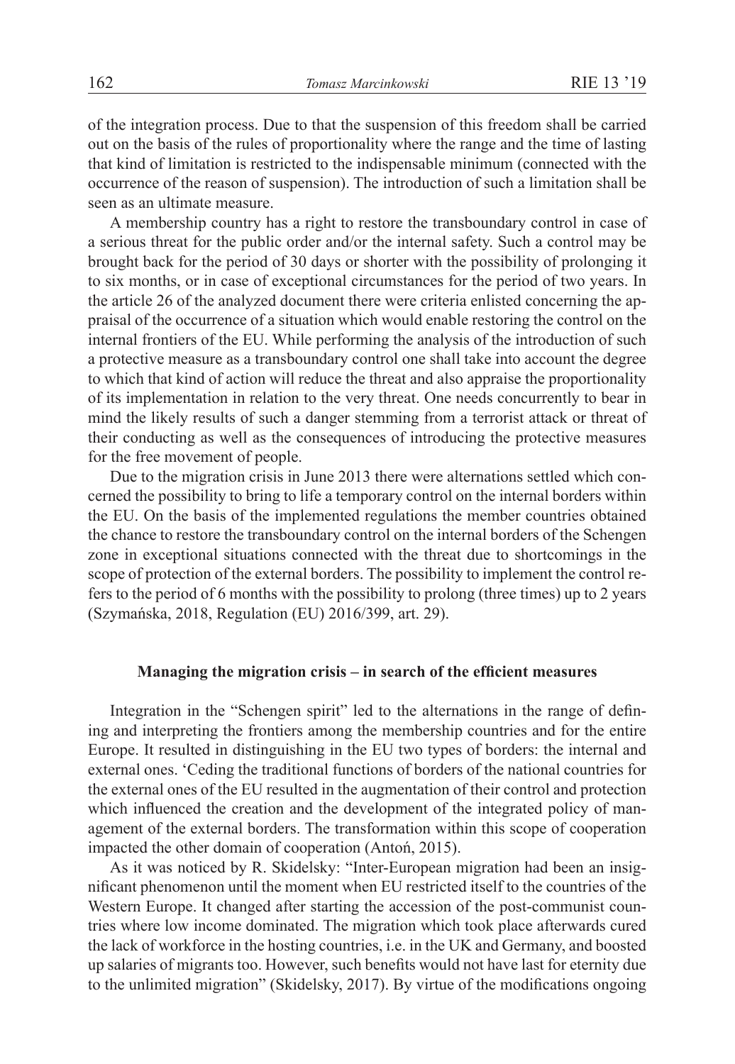of the integration process. Due to that the suspension of this freedom shall be carried out on the basis of the rules of proportionality where the range and the time of lasting that kind of limitation is restricted to the indispensable minimum (connected with the occurrence of the reason of suspension). The introduction of such a limitation shall be seen as an ultimate measure.

A membership country has a right to restore the transboundary control in case of a serious threat for the public order and/or the internal safety. Such a control may be brought back for the period of 30 days or shorter with the possibility of prolonging it to six months, or in case of exceptional circumstances for the period of two years. In the article 26 of the analyzed document there were criteria enlisted concerning the appraisal of the occurrence of a situation which would enable restoring the control on the internal frontiers of the EU. While performing the analysis of the introduction of such a protective measure as a transboundary control one shall take into account the degree to which that kind of action will reduce the threat and also appraise the proportionality of its implementation in relation to the very threat. One needs concurrently to bear in mind the likely results of such a danger stemming from a terrorist attack or threat of their conducting as well as the consequences of introducing the protective measures for the free movement of people.

Due to the migration crisis in June 2013 there were alternations settled which concerned the possibility to bring to life a temporary control on the internal borders within the EU. On the basis of the implemented regulations the member countries obtained the chance to restore the transboundary control on the internal borders of the Schengen zone in exceptional situations connected with the threat due to shortcomings in the scope of protection of the external borders. The possibility to implement the control refers to the period of 6 months with the possibility to prolong (three times) up to 2 years (Szymańska, 2018, Regulation (EU) 2016/399, art. 29).

## Managing the migration crisis – in search of the efficient measures

Integration in the "Schengen spirit" led to the alternations in the range of defining and interpreting the frontiers among the membership countries and for the entire Europe. It resulted in distinguishing in the EU two types of borders: the internal and external ones. 'Ceding the traditional functions of borders of the national countries for the external ones of the EU resulted in the augmentation of their control and protection which influenced the creation and the development of the integrated policy of management of the external borders. The transformation within this scope of cooperation impacted the other domain of cooperation (Antoń, 2015).

As it was noticed by R. Skidelsky: "Inter-European migration had been an insignificant phenomenon until the moment when EU restricted itself to the countries of the Western Europe. It changed after starting the accession of the post-communist countries where low income dominated. The migration which took place afterwards cured the lack of workforce in the hosting countries, i.e. in the UK and Germany, and boosted up salaries of migrants too. However, such benefits would not have last for eternity due to the unlimited migration" (Skidelsky, 2017). By virtue of the modifications ongoing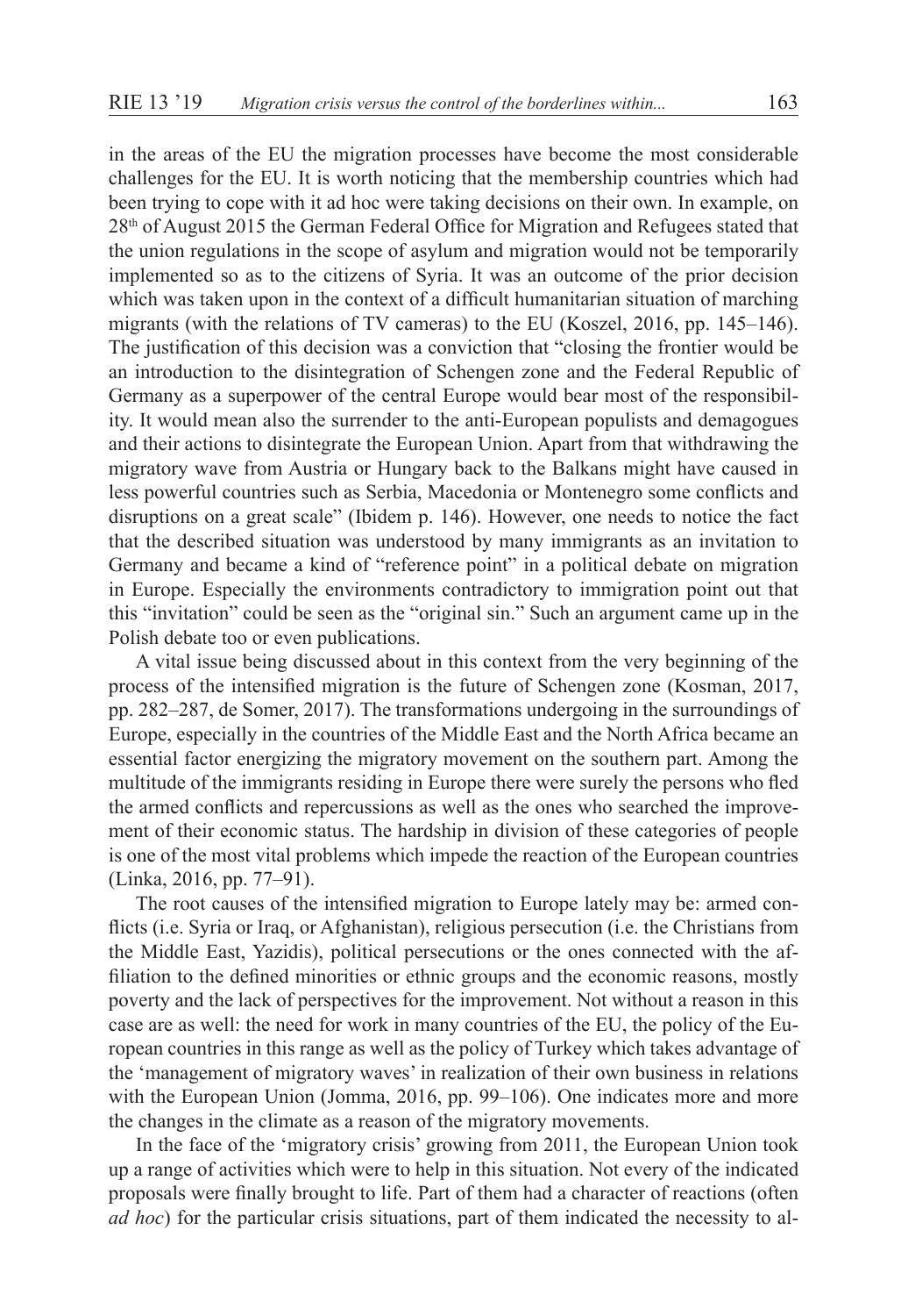in the areas of the EU the migration processes have become the most considerable challenges for the EU. It is worth noticing that the membership countries which had been trying to cope with it ad hoc were taking decisions on their own. In example, on 28th of August 2015 the German Federal Office for Migration and Refugees stated that the union regulations in the scope of asylum and migration would not be temporarily implemented so as to the citizens of Syria. It was an outcome of the prior decision which was taken upon in the context of a difficult humanitarian situation of marching migrants (with the relations of TV cameras) to the EU (Koszel, 2016, pp. 145–146). The justification of this decision was a conviction that "closing the frontier would be an introduction to the disintegration of Schengen zone and the Federal Republic of Germany as a superpower of the central Europe would bear most of the responsibility. It would mean also the surrender to the anti-European populists and demagogues and their actions to disintegrate the European Union. Apart from that withdrawing the migratory wave from Austria or Hungary back to the Balkans might have caused in less powerful countries such as Serbia, Macedonia or Montenegro some conflicts and disruptions on a great scale" (Ibidem p. 146). However, one needs to notice the fact that the described situation was understood by many immigrants as an invitation to Germany and became a kind of "reference point" in a political debate on migration in Europe. Especially the environments contradictory to immigration point out that this "invitation" could be seen as the "original sin." Such an argument came up in the Polish debate too or even publications.

A vital issue being discussed about in this context from the very beginning of the process of the intensified migration is the future of Schengen zone (Kosman, 2017, pp. 282–287, de Somer, 2017). The transformations undergoing in the surroundings of Europe, especially in the countries of the Middle East and the North Africa became an essential factor energizing the migratory movement on the southern part. Among the multitude of the immigrants residing in Europe there were surely the persons who fled the armed conflicts and repercussions as well as the ones who searched the improvement of their economic status. The hardship in division of these categories of people is one of the most vital problems which impede the reaction of the European countries (Linka, 2016, pp. 77–91).

The root causes of the intensified migration to Europe lately may be: armed conflicts (i.e. Syria or Iraq, or Afghanistan), religious persecution (i.e. the Christians from the Middle East, Yazidis), political persecutions or the ones connected with the affiliation to the defined minorities or ethnic groups and the economic reasons, mostly poverty and the lack of perspectives for the improvement. Not without a reason in this case are as well: the need for work in many countries of the EU, the policy of the European countries in this range as well as the policy of Turkey which takes advantage of the 'management of migratory waves' in realization of their own business in relations with the European Union (Jomma, 2016, pp. 99–106). One indicates more and more the changes in the climate as a reason of the migratory movements.

In the face of the 'migratory crisis' growing from 2011, the European Union took up a range of activities which were to help in this situation. Not every of the indicated proposals were finally brought to life. Part of them had a character of reactions (often *ad hoc*) for the particular crisis situations, part of them indicated the necessity to al-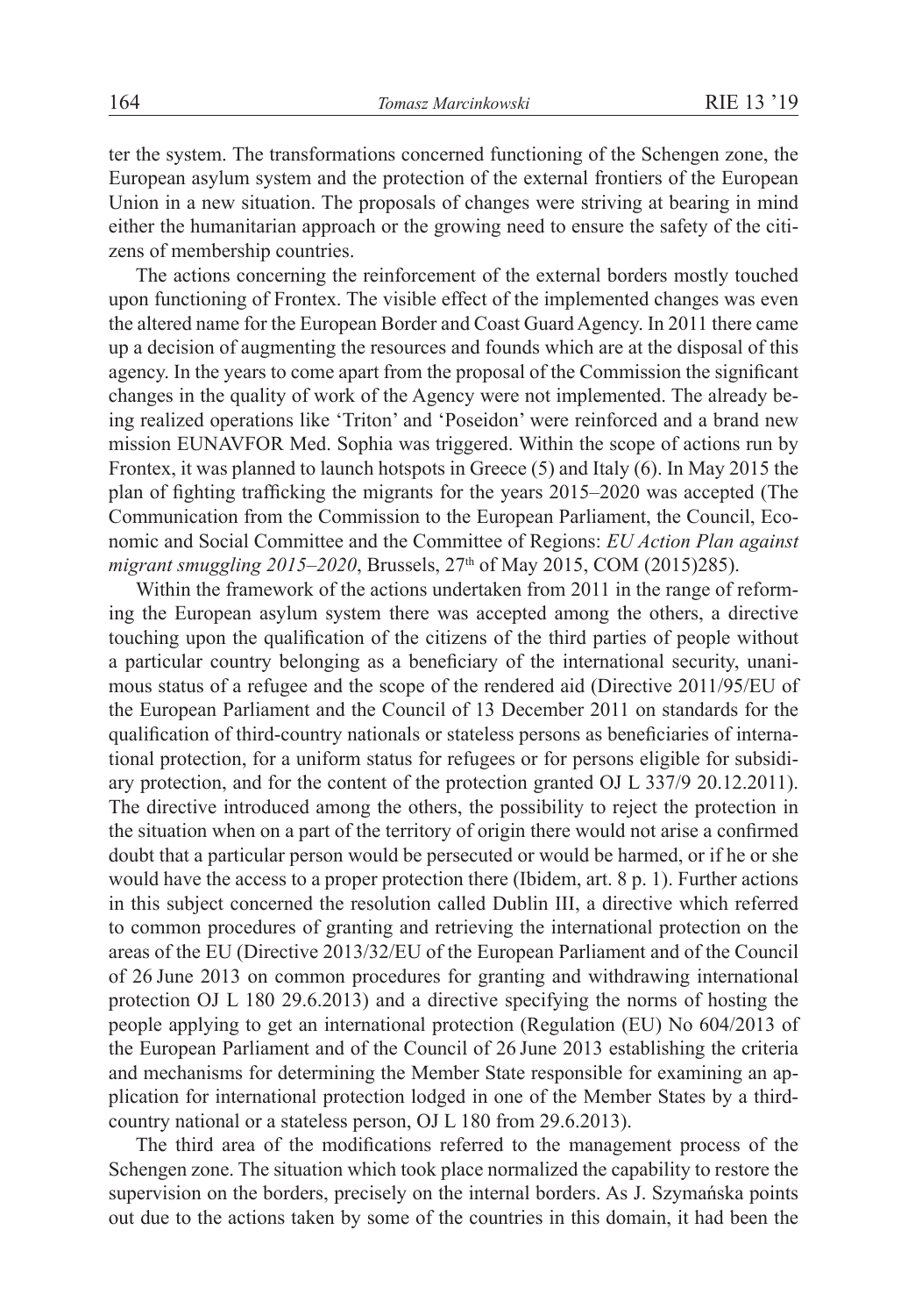ter the system. The transformations concerned functioning of the Schengen zone, the European asylum system and the protection of the external frontiers of the European Union in a new situation. The proposals of changes were striving at bearing in mind either the humanitarian approach or the growing need to ensure the safety of the citizens of membership countries.

The actions concerning the reinforcement of the external borders mostly touched upon functioning of Frontex. The visible effect of the implemented changes was even the altered name for the European Border and Coast Guard Agency. In 2011 there came up a decision of augmenting the resources and founds which are at the disposal of this agency. In the years to come apart from the proposal of the Commission the significant changes in the quality of work of the Agency were not implemented. The already being realized operations like 'Triton' and 'Poseidon' were reinforced and a brand new mission EUNAVFOR Med. Sophia was triggered. Within the scope of actions run by Frontex, it was planned to launch hotspots in Greece (5) and Italy (6). In May 2015 the plan of fighting trafficking the migrants for the years 2015–2020 was accepted (The Communication from the Commission to the European Parliament, the Council, Economic and Social Committee and the Committee of Regions: *EU Action Plan against migrant smuggling 2015–2020*, Brussels, 27th of May 2015, COM (2015)285).

Within the framework of the actions undertaken from 2011 in the range of reforming the European asylum system there was accepted among the others, a directive touching upon the qualification of the citizens of the third parties of people without a particular country belonging as a beneficiary of the international security, unanimous status of a refugee and the scope of the rendered aid (Directive 2011/95/EU of the European Parliament and the Council of 13 December 2011 on standards for the qualification of third-country nationals or stateless persons as beneficiaries of international protection, for a uniform status for refugees or for persons eligible for subsidiary protection, and for the content of the protection granted OJ L 337/9 20.12.2011). The directive introduced among the others, the possibility to reject the protection in the situation when on a part of the territory of origin there would not arise a confirmed doubt that a particular person would be persecuted or would be harmed, or if he or she would have the access to a proper protection there (Ibidem, art. 8 p. 1). Further actions in this subject concerned the resolution called Dublin III, a directive which referred to common procedures of granting and retrieving the international protection on the areas of the EU (Directive 2013/32/EU of the European Parliament and of the Council of 26 June 2013 on common procedures for granting and withdrawing international protection OJ L 180 29.6.2013) and a directive specifying the norms of hosting the people applying to get an international protection (Regulation (EU) No 604/2013 of the European Parliament and of the Council of 26 June 2013 establishing the criteria and mechanisms for determining the Member State responsible for examining an application for international protection lodged in one of the Member States by a third-country national or a stateless person, OJ L 180 from 29.6.2013).

The third area of the modifications referred to the management process of the Schengen zone. The situation which took place normalized the capability to restore the supervision on the borders, precisely on the internal borders. As J. Szymańska points out due to the actions taken by some of the countries in this domain, it had been the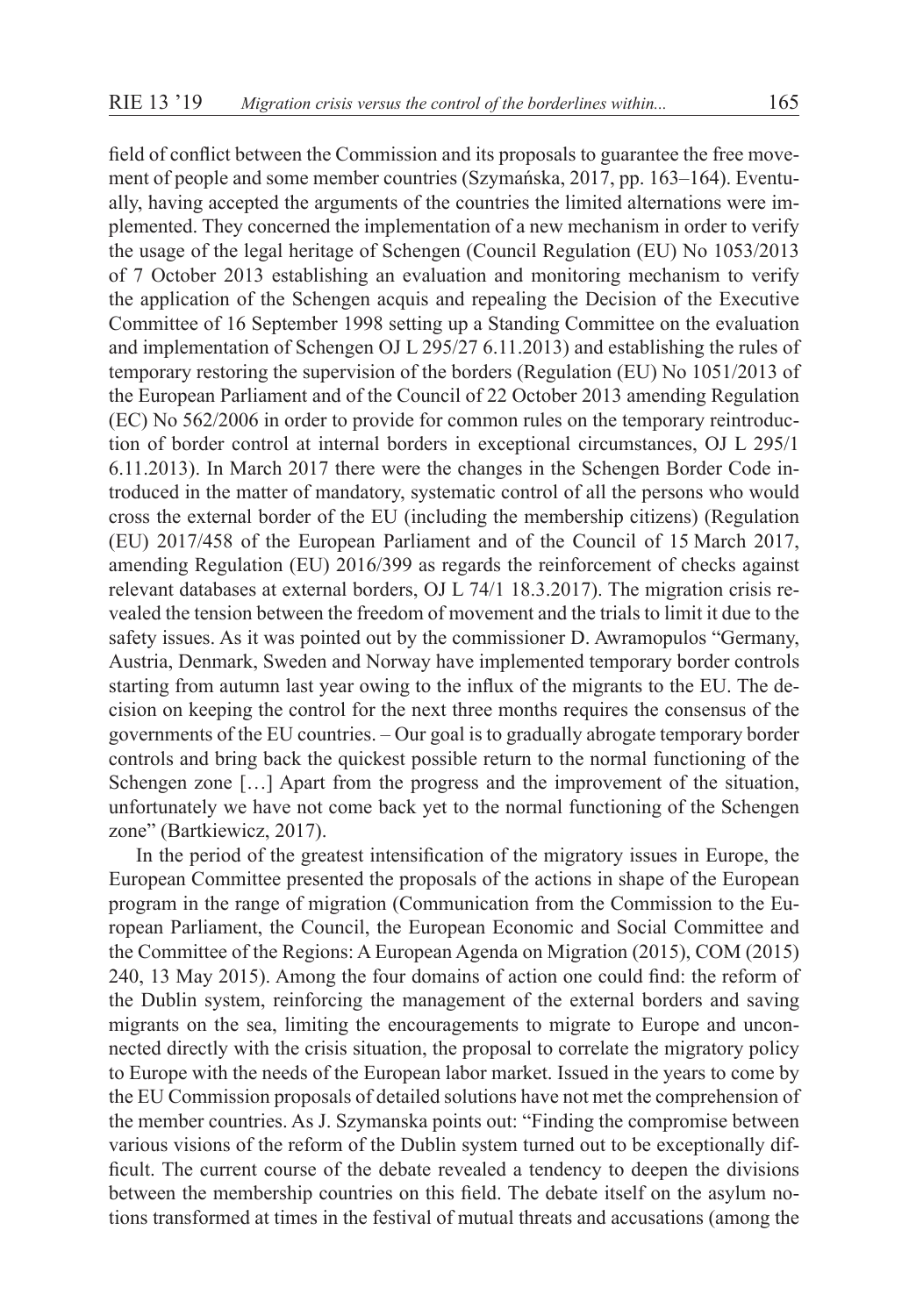field of conflict between the Commission and its proposals to guarantee the free movement of people and some member countries (Szymańska, 2017, pp. 163–164). Eventually, having accepted the arguments of the countries the limited alternations were implemented. They concerned the implementation of a new mechanism in order to verify the usage of the legal heritage of Schengen (Council Regulation (EU) No 1053/2013 of 7 October 2013 establishing an evaluation and monitoring mechanism to verify the application of the Schengen acquis and repealing the Decision of the Executive Committee of 16 September 1998 setting up a Standing Committee on the evaluation and implementation of Schengen OJ L 295/27 6.11.2013) and establishing the rules of temporary restoring the supervision of the borders (Regulation (EU) No 1051/2013 of the European Parliament and of the Council of 22 October 2013 amending Regulation (EC) No 562/2006 in order to provide for common rules on the temporary reintroduction of border control at internal borders in exceptional circumstances, OJ L 295/1 6.11.2013). In March 2017 there were the changes in the Schengen Border Code introduced in the matter of mandatory, systematic control of all the persons who would cross the external border of the EU (including the membership citizens) (Regulation (EU) 2017/458 of the European Parliament and of the Council of 15 March 2017, amending Regulation (EU) 2016/399 as regards the reinforcement of checks against relevant databases at external borders, OJ L 74/1 18.3.2017). The migration crisis revealed the tension between the freedom of movement and the trials to limit it due to the safety issues. As it was pointed out by the commissioner D. Awramopulos "Germany, Austria, Denmark, Sweden and Norway have implemented temporary border controls starting from autumn last year owing to the influx of the migrants to the EU. The decision on keeping the control for the next three months requires the consensus of the governments of the EU countries. – Our goal is to gradually abrogate temporary border controls and bring back the quickest possible return to the normal functioning of the Schengen zone […] Apart from the progress and the improvement of the situation, unfortunately we have not come back yet to the normal functioning of the Schengen zone" (Bartkiewicz, 2017).

In the period of the greatest intensification of the migratory issues in Europe, the European Committee presented the proposals of the actions in shape of the European program in the range of migration (Communication from the Commission to the European Parliament, the Council, the European Economic and Social Committee and the Committee of the Regions: A European Agenda on Migration (2015), COM (2015) 240, 13 May 2015). Among the four domains of action one could find: the reform of the Dublin system, reinforcing the management of the external borders and saving migrants on the sea, limiting the encouragements to migrate to Europe and unconnected directly with the crisis situation, the proposal to correlate the migratory policy to Europe with the needs of the European labor market. Issued in the years to come by the EU Commission proposals of detailed solutions have not met the comprehension of the member countries. As J. Szymanska points out: "Finding the compromise between various visions of the reform of the Dublin system turned out to be exceptionally difficult. The current course of the debate revealed a tendency to deepen the divisions between the membership countries on this field. The debate itself on the asylum notions transformed at times in the festival of mutual threats and accusations (among the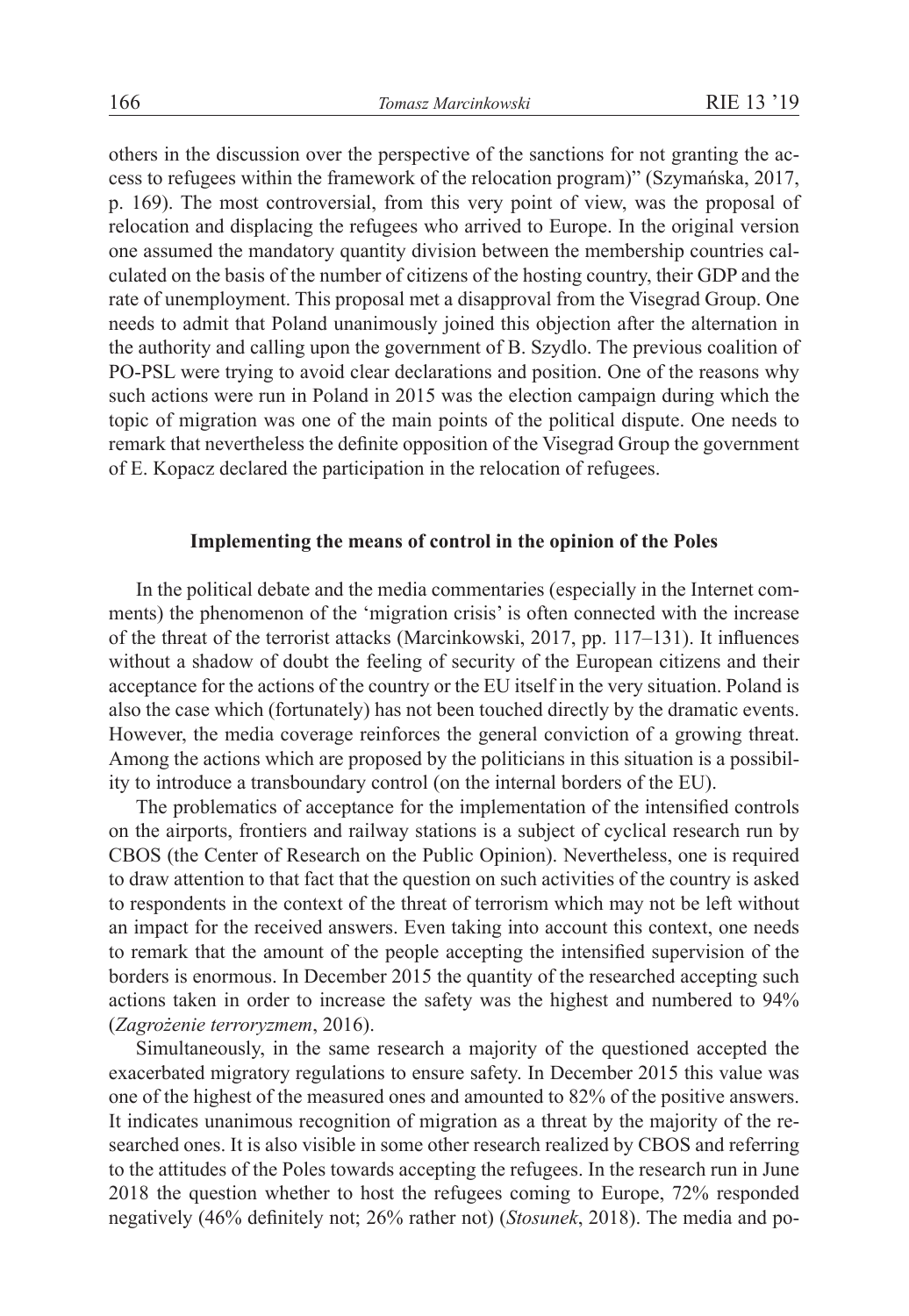others in the discussion over the perspective of the sanctions for not granting the access to refugees within the framework of the relocation program)" (Szymańska, 2017, p. 169). The most controversial, from this very point of view, was the proposal of relocation and displacing the refugees who arrived to Europe. In the original version one assumed the mandatory quantity division between the membership countries calculated on the basis of the number of citizens of the hosting country, their GDP and the rate of unemployment. This proposal met a disapproval from the Visegrad Group. One needs to admit that Poland unanimously joined this objection after the alternation in the authority and calling upon the government of B. Szydlo. The previous coalition of PO-PSL were trying to avoid clear declarations and position. One of the reasons why such actions were run in Poland in 2015 was the election campaign during which the topic of migration was one of the main points of the political dispute. One needs to remark that nevertheless the definite opposition of the Visegrad Group the government of E. Kopacz declared the participation in the relocation of refugees.

## Implementing the means of control in the opinion of the Poles

In the political debate and the media commentaries (especially in the Internet comments) the phenomenon of the 'migration crisis' is often connected with the increase of the threat of the terrorist attacks (Marcinkowski, 2017, pp. 117–131). It influences without a shadow of doubt the feeling of security of the European citizens and their acceptance for the actions of the country or the EU itself in the very situation. Poland is also the case which (fortunately) has not been touched directly by the dramatic events. However, the media coverage reinforces the general conviction of a growing threat. Among the actions which are proposed by the politicians in this situation is a possibility to introduce a transboundary control (on the internal borders of the EU).

The problematics of acceptance for the implementation of the intensified controls on the airports, frontiers and railway stations is a subject of cyclical research run by CBOS (the Center of Research on the Public Opinion). Nevertheless, one is required to draw attention to that fact that the question on such activities of the country is asked to respondents in the context of the threat of terrorism which may not be left without an impact for the received answers. Even taking into account this context, one needs to remark that the amount of the people accepting the intensified supervision of the borders is enormous. In December 2015 the quantity of the researched accepting such actions taken in order to increase the safety was the highest and numbered to 94% (*Zagrożenie terroryzmem*, 2016).

Simultaneously, in the same research a majority of the questioned accepted the exacerbated migratory regulations to ensure safety. In December 2015 this value was one of the highest of the measured ones and amounted to 82% of the positive answers. It indicates unanimous recognition of migration as a threat by the majority of the researched ones. It is also visible in some other research realized by CBOS and referring to the attitudes of the Poles towards accepting the refugees. In the research run in June 2018 the question whether to host the refugees coming to Europe, 72% responded negatively (46% definitely not; 26% rather not) (*Stosunek*, 2018). The media and po-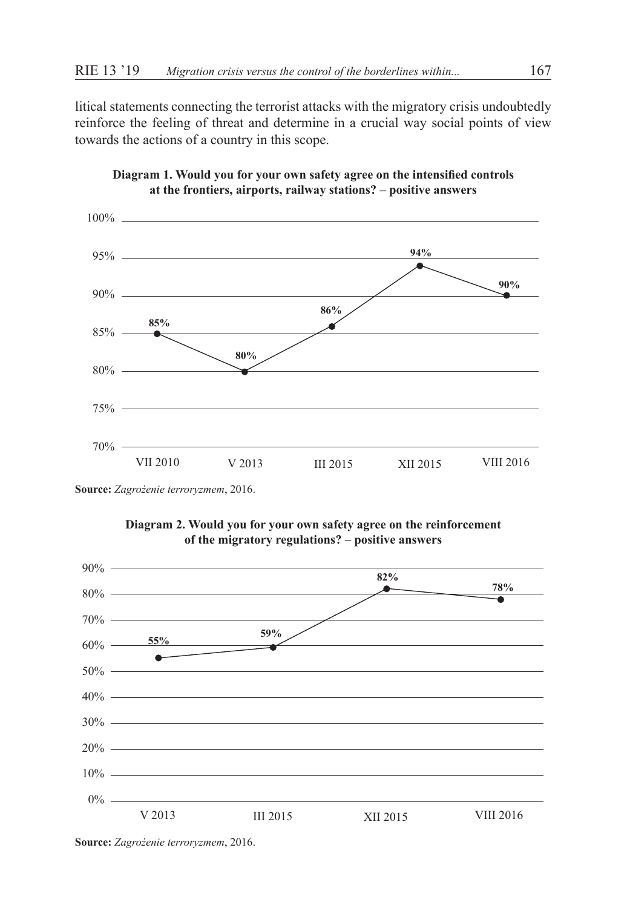litical statements connecting the terrorist attacks with the migratory crisis undoubtedly reinforce the feeling of threat and determine in a crucial way social points of view towards the actions of a country in this scope.

**Diagram 1. Would you for your own safety agree on the intensified controls at the frontiers, airports, railway stations? – positive answers**

| VII 2010 | V 2013 | III 2015 | XII 2015 | VIII 2016 |
|---|---|---|---|---|
| 85% | 80% | 86% | 94% | 90% |

**Source:** *Zagrożenie terroryzmem*, 2016.

**Diagram 2. Would you for your own safety agree on the reinforcement of the migratory regulations? – positive answers**

| V 2013 | III 2015 | XII 2015 | VIII 2016 |
|---|---|---|---|
| 55% | 59% | 82% | 78% |

**Source:** *Zagrożenie terroryzmem*, 2016.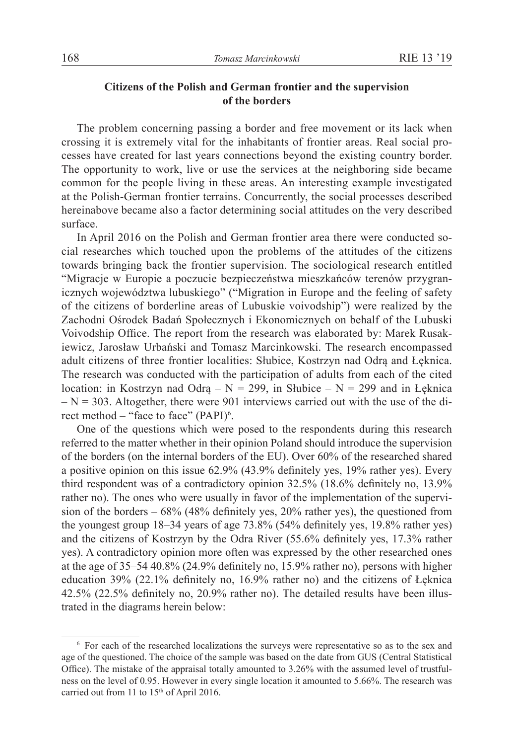### Citizens of the Polish and German frontier and the supervision of the borders

The problem concerning passing a border and free movement or its lack when crossing it is extremely vital for the inhabitants of frontier areas. Real social processes have created for last years connections beyond the existing country border. The opportunity to work, live or use the services at the neighboring side became common for the people living in these areas. An interesting example investigated at the Polish-German frontier terrains. Concurrently, the social processes described hereinabove became also a factor determining social attitudes on the very described surface.

In April 2016 on the Polish and German frontier area there were conducted social researches which touched upon the problems of the attitudes of the citizens towards bringing back the frontier supervision. The sociological research entitled "Migracje w Europie a poczucie bezpieczeństwa mieszkańców terenów przygranicznych województwa lubuskiego" ("Migration in Europe and the feeling of safety of the citizens of borderline areas of Lubuskie voivodship") were realized by the Zachodni Ośrodek Badań Społecznych i Ekonomicznych on behalf of the Lubuski Voivodship Office. The report from the research was elaborated by: Marek Rusakiewicz, Jarosław Urbański and Tomasz Marcinkowski. The research encompassed adult citizens of three frontier localities: Słubice, Kostrzyn nad Odrą and Łęknica. The research was conducted with the participation of adults from each of the cited location: in Kostrzyn nad Odrą – N = 299, in Słubice – N = 299 and in Łęknica – N = 303. Altogether, there were 901 interviews carried out with the use of the direct method – "face to face" (PAPI)[6].

One of the questions which were posed to the respondents during this research referred to the matter whether in their opinion Poland should introduce the supervision of the borders (on the internal borders of the EU). Over 60% of the researched shared a positive opinion on this issue 62.9% (43.9% definitely yes, 19% rather yes). Every third respondent was of a contradictory opinion 32.5% (18.6% definitely no, 13.9% rather no). The ones who were usually in favor of the implementation of the supervision of the borders – 68% (48% definitely yes, 20% rather yes), the questioned from the youngest group 18–34 years of age 73.8% (54% definitely yes, 19.8% rather yes) and the citizens of Kostrzyn by the Odra River (55.6% definitely yes, 17.3% rather yes). A contradictory opinion more often was expressed by the other researched ones at the age of 35–54 40.8% (24.9% definitely no, 15.9% rather no), persons with higher education 39% (22.1% definitely no, 16.9% rather no) and the citizens of Łęknica 42.5% (22.5% definitely no, 20.9% rather no). The detailed results have been illustrated in the diagrams herein below:

---

[6] For each of the researched localizations the surveys were representative so as to the sex and age of the questioned. The choice of the sample was based on the date from GUS (Central Statistical Office). The mistake of the appraisal totally amounted to 3.26% with the assumed level of trustfulness on the level of 0.95. However in every single location it amounted to 5.66%. The research was carried out from 11 to 15th of April 2016.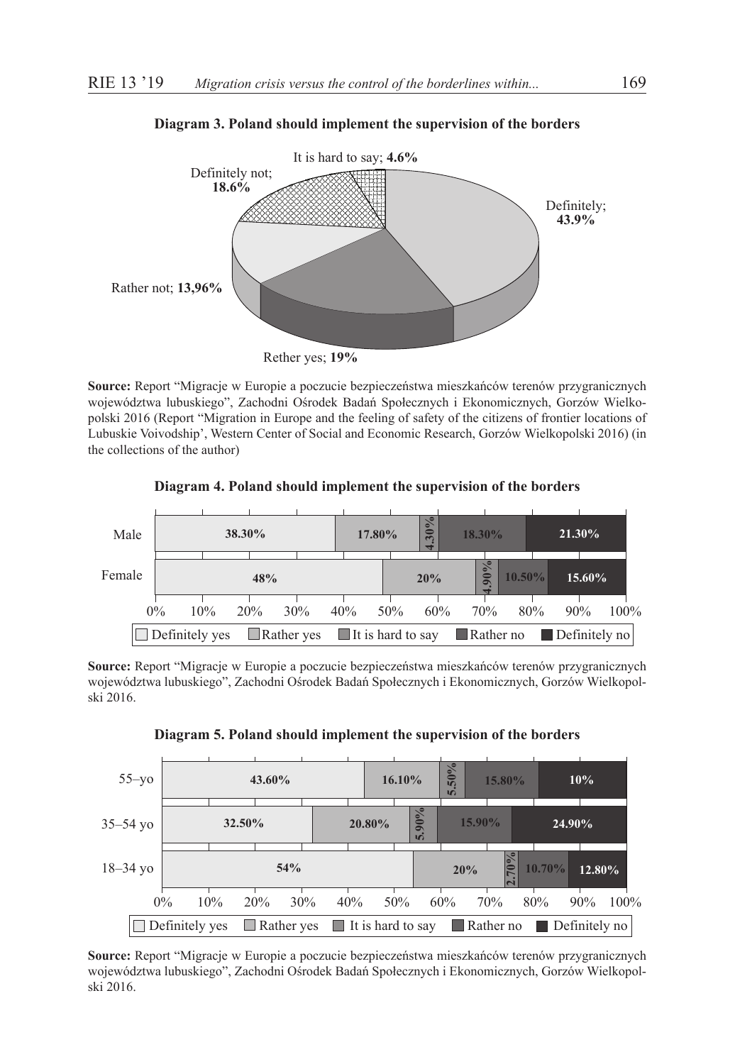**Diagram 3. Poland should implement the supervision of the borders**

| Answer | Share |
|---|---|
| Definitely | 43.9% |
| Rether yes | 19% |
| Rather not | 13,96% |
| Definitely not | 18.6% |
| It is hard to say | 4.6% |

**Source:** Report "Migracje w Europie a poczucie bezpieczeństwa mieszkańców terenów przygranicznych województwa lubuskiego", Zachodni Ośrodek Badań Społecznych i Ekonomicznych, Gorzów Wielkopolski 2016 (Report "Migration in Europe and the feeling of safety of the citizens of frontier locations of Lubuskie Voivodship', Western Center of Social and Economic Research, Gorzów Wielkopolski 2016) (in the collections of the author)

**Diagram 4. Poland should implement the supervision of the borders**

| | Definitely yes | Rather yes | It is hard to say | Rather no | Definitely no |
|---|---|---|---|---|---|
| Male | 38.30% | 17.80% | 4.30% | 18.30% | 21.30% |
| Female | 48% | 20% | 4.90% | 10.50% | 15.60% |

**Source:** Report "Migracje w Europie a poczucie bezpieczeństwa mieszkańców terenów przygranicznych województwa lubuskiego", Zachodni Ośrodek Badań Społecznych i Ekonomicznych, Gorzów Wielkopolski 2016.

**Diagram 5. Poland should implement the supervision of the borders**

| | Definitely yes | Rather yes | It is hard to say | Rather no | Definitely no |
|---|---|---|---|---|---|
| 55–yo | 43.60% | 16.10% | 5.50% | 15.80% | 10% |
| 35–54 yo | 32.50% | 20.80% | 5.90% | 15.90% | 24.90% |
| 18–34 yo | 54% | 20% | 2.70% | 10.70% | 12.80% |

**Source:** Report "Migracje w Europie a poczucie bezpieczeństwa mieszkańców terenów przygranicznych województwa lubuskiego", Zachodni Ośrodek Badań Społecznych i Ekonomicznych, Gorzów Wielkopolski 2016.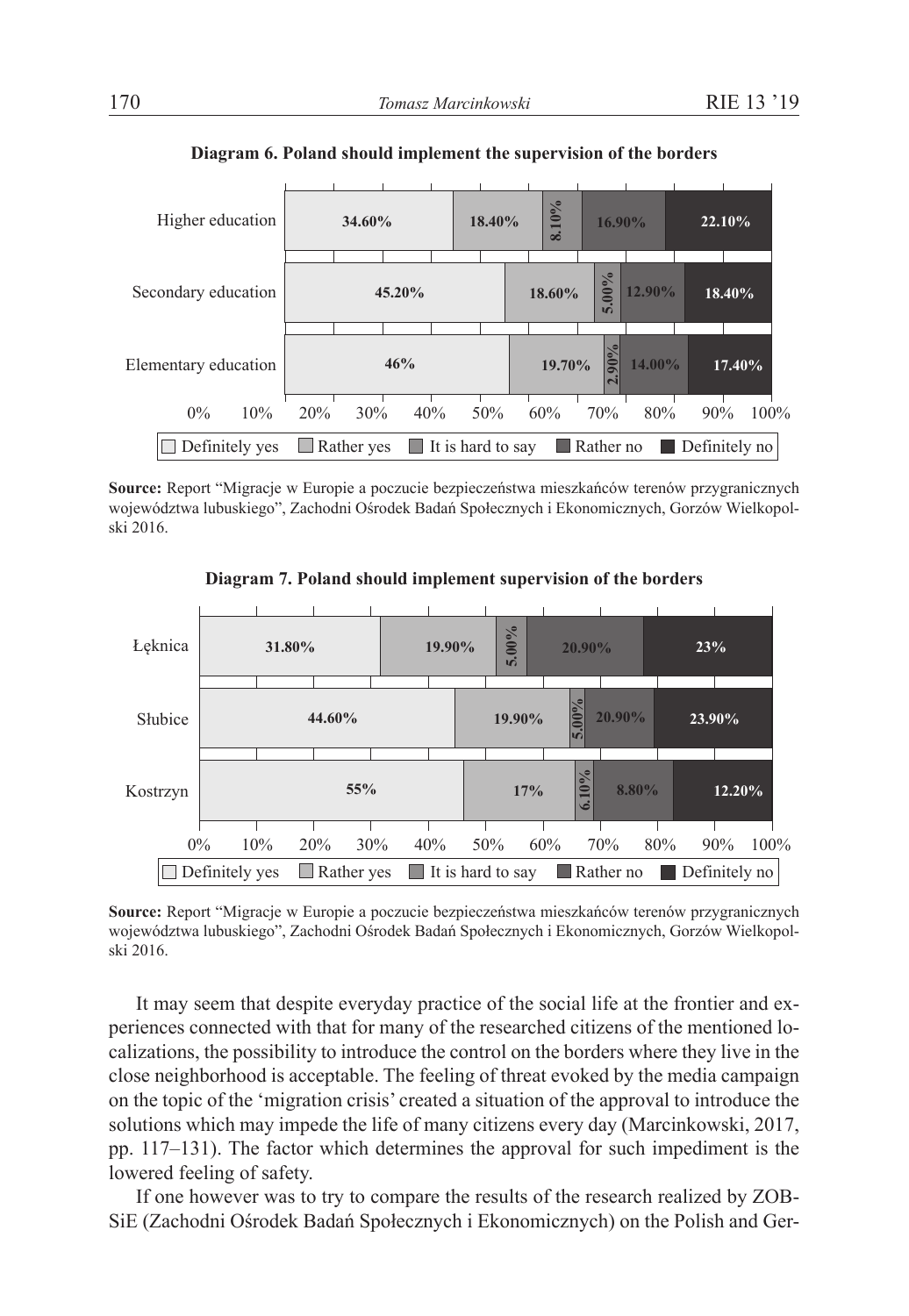**Diagram 6. Poland should implement the supervision of the borders**

| | Definitely yes | Rather yes | It is hard to say | Rather no | Definitely no |
|---|---|---|---|---|---|
| Higher education | 34.60% | 18.40% | 8.10% | 16.90% | 22.10% |
| Secondary education | 45.20% | 18.60% | 5.00% | 12.90% | 18.40% |
| Elementary education | 46% | 19.70% | 2.90% | 14.00% | 17.40% |

**Source:** Report "Migracje w Europie a poczucie bezpieczeństwa mieszkańców terenów przygranicznych województwa lubuskiego", Zachodni Ośrodek Badań Społecznych i Ekonomicznych, Gorzów Wielkopolski 2016.

**Diagram 7. Poland should implement supervision of the borders**

| | Definitely yes | Rather yes | It is hard to say | Rather no | Definitely no |
|---|---|---|---|---|---|
| Łęknica | 31.80% | 19.90% | 5.00% | 20.90% | 23% |
| Słubice | 44.60% | 19.90% | 5.00% | 20.90% | 23.90% |
| Kostrzyn | 55% | 17% | 6.10% | 8.80% | 12.20% |

**Source:** Report "Migracje w Europie a poczucie bezpieczeństwa mieszkańców terenów przygranicznych województwa lubuskiego", Zachodni Ośrodek Badań Społecznych i Ekonomicznych, Gorzów Wielkopolski 2016.

It may seem that despite everyday practice of the social life at the frontier and experiences connected with that for many of the researched citizens of the mentioned localizations, the possibility to introduce the control on the borders where they live in the close neighborhood is acceptable. The feeling of threat evoked by the media campaign on the topic of the 'migration crisis' created a situation of the approval to introduce the solutions which may impede the life of many citizens every day (Marcinkowski, 2017, pp. 117–131). The factor which determines the approval for such impediment is the lowered feeling of safety.

If one however was to try to compare the results of the research realized by ZOBSiE (Zachodni Ośrodek Badań Społecznych i Ekonomicznych) on the Polish and Ger-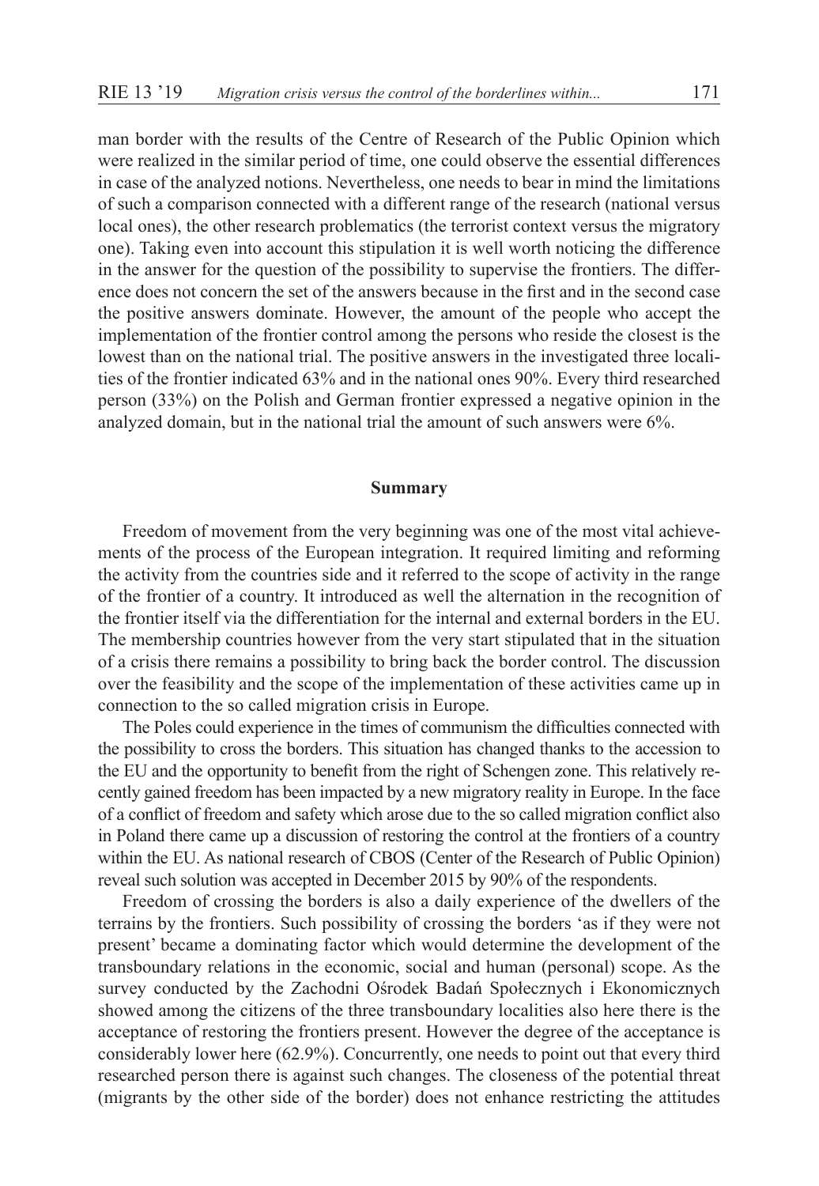man border with the results of the Centre of Research of the Public Opinion which were realized in the similar period of time, one could observe the essential differences in case of the analyzed notions. Nevertheless, one needs to bear in mind the limitations of such a comparison connected with a different range of the research (national versus local ones), the other research problematics (the terrorist context versus the migratory one). Taking even into account this stipulation it is well worth noticing the difference in the answer for the question of the possibility to supervise the frontiers. The difference does not concern the set of the answers because in the first and in the second case the positive answers dominate. However, the amount of the people who accept the implementation of the frontier control among the persons who reside the closest is the lowest than on the national trial. The positive answers in the investigated three localities of the frontier indicated 63% and in the national ones 90%. Every third researched person (33%) on the Polish and German frontier expressed a negative opinion in the analyzed domain, but in the national trial the amount of such answers were 6%.

## Summary

Freedom of movement from the very beginning was one of the most vital achievements of the process of the European integration. It required limiting and reforming the activity from the countries side and it referred to the scope of activity in the range of the frontier of a country. It introduced as well the alternation in the recognition of the frontier itself via the differentiation for the internal and external borders in the EU. The membership countries however from the very start stipulated that in the situation of a crisis there remains a possibility to bring back the border control. The discussion over the feasibility and the scope of the implementation of these activities came up in connection to the so called migration crisis in Europe.

The Poles could experience in the times of communism the difficulties connected with the possibility to cross the borders. This situation has changed thanks to the accession to the EU and the opportunity to benefit from the right of Schengen zone. This relatively recently gained freedom has been impacted by a new migratory reality in Europe. In the face of a conflict of freedom and safety which arose due to the so called migration conflict also in Poland there came up a discussion of restoring the control at the frontiers of a country within the EU. As national research of CBOS (Center of the Research of Public Opinion) reveal such solution was accepted in December 2015 by 90% of the respondents.

Freedom of crossing the borders is also a daily experience of the dwellers of the terrains by the frontiers. Such possibility of crossing the borders 'as if they were not present' became a dominating factor which would determine the development of the transboundary relations in the economic, social and human (personal) scope. As the survey conducted by the Zachodni Ośrodek Badań Społecznych i Ekonomicznych showed among the citizens of the three transboundary localities also here there is the acceptance of restoring the frontiers present. However the degree of the acceptance is considerably lower here (62.9%). Concurrently, one needs to point out that every third researched person there is against such changes. The closeness of the potential threat (migrants by the other side of the border) does not enhance restricting the attitudes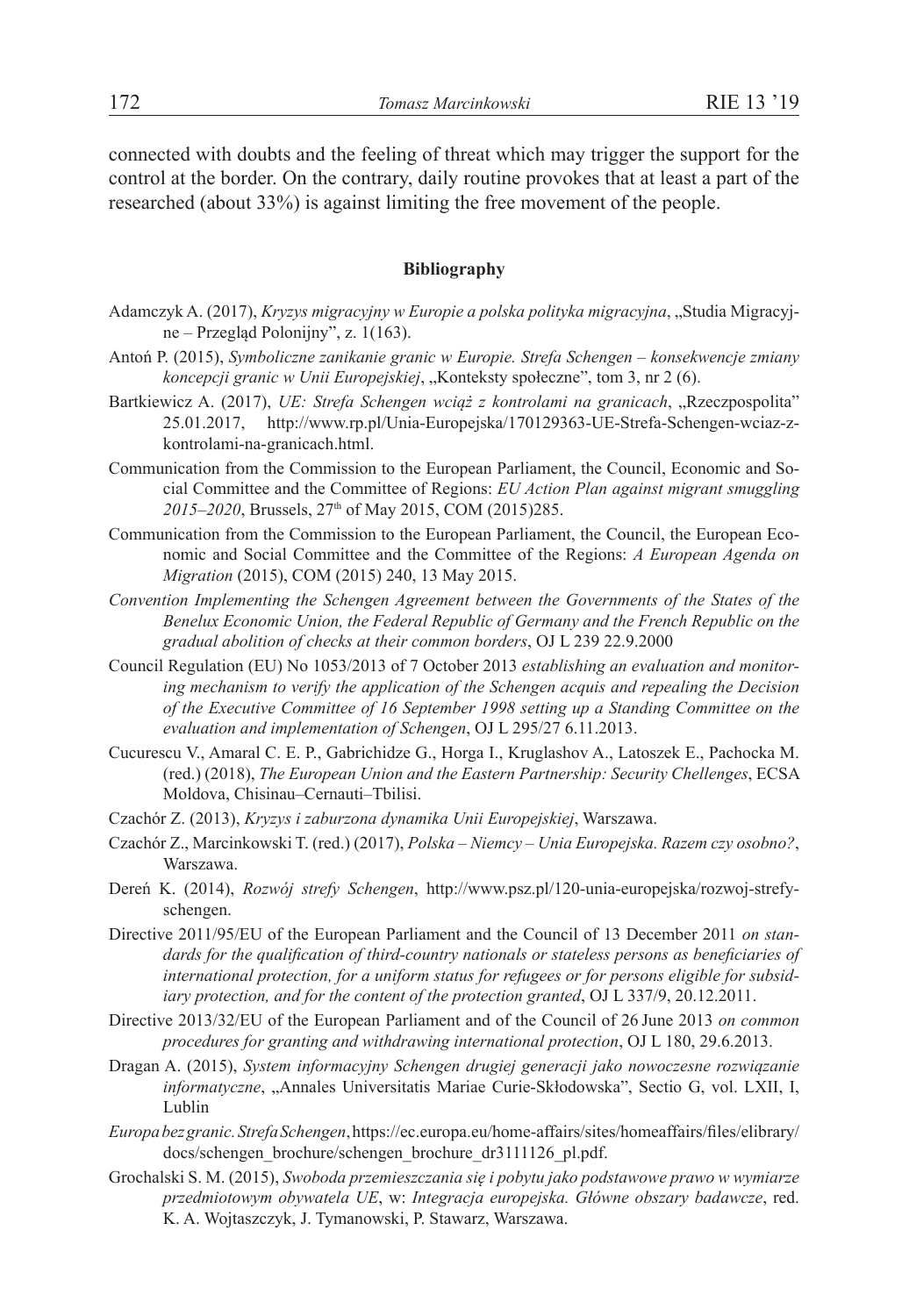connected with doubts and the feeling of threat which may trigger the support for the control at the border. On the contrary, daily routine provokes that at least a part of the researched (about 33%) is against limiting the free movement of the people.

### Bibliography

Adamczyk A. (2017), *Kryzys migracyjny w Europie a polska polityka migracyjna*, „Studia Migracyjne – Przegląd Polonijny", z. 1(163).

Antoń P. (2015), *Symboliczne zanikanie granic w Europie. Strefa Schengen – konsekwencje zmiany koncepcji granic w Unii Europejskiej*, „Konteksty społeczne", tom 3, nr 2 (6).

Bartkiewicz A. (2017), *UE: Strefa Schengen wciąż z kontrolami na granicach*, „Rzeczpospolita" 25.01.2017, http://www.rp.pl/Unia-Europejska/170129363-UE-Strefa-Schengen-wciaz-z-kontrolami-na-granicach.html.

Communication from the Commission to the European Parliament, the Council, Economic and Social Committee and the Committee of Regions: *EU Action Plan against migrant smuggling 2015–2020*, Brussels, 27th of May 2015, COM (2015)285.

Communication from the Commission to the European Parliament, the Council, the European Economic and Social Committee and the Committee of the Regions: *A European Agenda on Migration* (2015), COM (2015) 240, 13 May 2015.

*Convention Implementing the Schengen Agreement between the Governments of the States of the Benelux Economic Union, the Federal Republic of Germany and the French Republic on the gradual abolition of checks at their common borders*, OJ L 239 22.9.2000

Council Regulation (EU) No 1053/2013 of 7 October 2013 *establishing an evaluation and monitoring mechanism to verify the application of the Schengen acquis and repealing the Decision of the Executive Committee of 16 September 1998 setting up a Standing Committee on the evaluation and implementation of Schengen*, OJ L 295/27 6.11.2013.

Cucurescu V., Amaral C. E. P., Gabrichidze G., Horga I., Kruglashov A., Latoszek E., Pachocka M. (red.) (2018), *The European Union and the Eastern Partnership: Security Chellenges*, ECSA Moldova, Chisinau–Cernauti–Tbilisi.

Czachór Z. (2013), *Kryzys i zaburzona dynamika Unii Europejskiej*, Warszawa.

Czachór Z., Marcinkowski T. (red.) (2017), *Polska – Niemcy – Unia Europejska. Razem czy osobno?*, Warszawa.

Dereń K. (2014), *Rozwój strefy Schengen*, http://www.psz.pl/120-unia-europejska/rozwoj-strefy-schengen.

Directive 2011/95/EU of the European Parliament and the Council of 13 December 2011 *on standards for the qualification of third-country nationals or stateless persons as beneficiaries of international protection, for a uniform status for refugees or for persons eligible for subsidiary protection, and for the content of the protection granted*, OJ L 337/9, 20.12.2011.

Directive 2013/32/EU of the European Parliament and of the Council of 26 June 2013 *on common procedures for granting and withdrawing international protection*, OJ L 180, 29.6.2013.

Dragan A. (2015), *System informacyjny Schengen drugiej generacji jako nowoczesne rozwiązanie informatyczne*, „Annales Universitatis Mariae Curie-Skłodowska", Sectio G, vol. LXII, I, Lublin

*Europa bez granic. Strefa Schengen*, https://ec.europa.eu/home-affairs/sites/homeaffairs/files/elibrary/docs/schengen_brochure/schengen_brochure_dr3111126_pl.pdf.

Grochalski S. M. (2015), *Swoboda przemieszczania się i pobytu jako podstawowe prawo w wymiarze przedmiotowym obywatela UE*, w: *Integracja europejska. Główne obszary badawcze*, red. K. A. Wojtaszczyk, J. Tymanowski, P. Stawarz, Warszawa.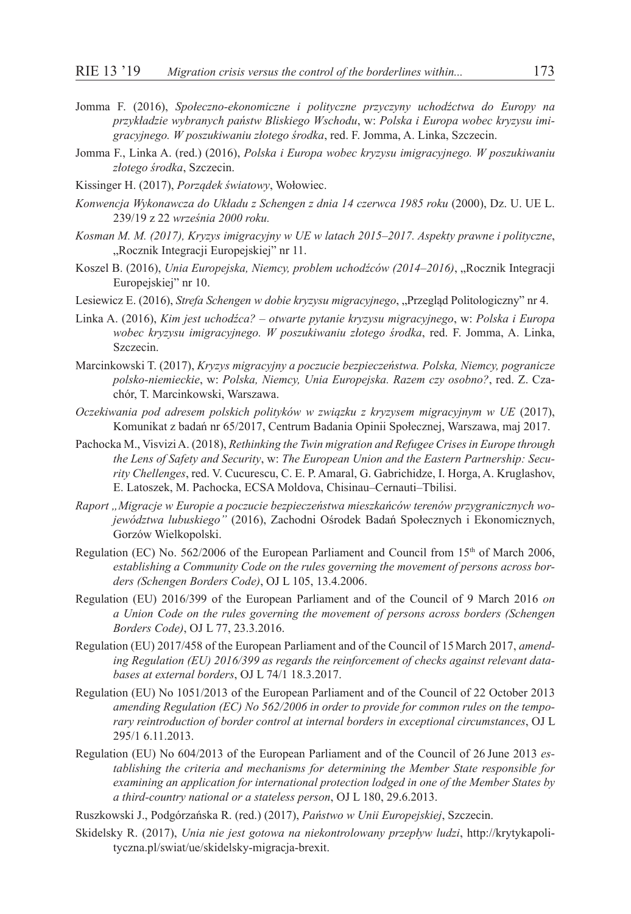Jomma F. (2016), *Społeczno-ekonomiczne i polityczne przyczyny uchodźctwa do Europy na przykładzie wybranych państw Bliskiego Wschodu*, w: *Polska i Europa wobec kryzysu imigracyjnego. W poszukiwaniu złotego środka*, red. F. Jomma, A. Linka, Szczecin.

Jomma F., Linka A. (red.) (2016), *Polska i Europa wobec kryzysu imigracyjnego. W poszukiwaniu złotego środka*, Szczecin.

Kissinger H. (2017), *Porządek światowy*, Wołowiec.

*Konwencja Wykonawcza do Układu z Schengen z dnia 14 czerwca 1985 roku* (2000), Dz. U. UE L. 239/19 z 22 *września 2000 roku.*

*Kosman M. M. (2017), Kryzys imigracyjny w UE w latach 2015–2017. Aspekty prawne i polityczne*, „Rocznik Integracji Europejskiej" nr 11.

Koszel B. (2016), *Unia Europejska, Niemcy, problem uchodźców (2014–2016)*, „Rocznik Integracji Europejskiej" nr 10.

Lesiewicz E. (2016), *Strefa Schengen w dobie kryzysu migracyjnego*, „Przegląd Politologiczny" nr 4.

Linka A. (2016), *Kim jest uchodźca? – otwarte pytanie kryzysu migracyjnego*, w: *Polska i Europa wobec kryzysu imigracyjnego. W poszukiwaniu złotego środka*, red. F. Jomma, A. Linka, Szczecin.

Marcinkowski T. (2017), *Kryzys migracyjny a poczucie bezpieczeństwa. Polska, Niemcy, pogranicze polsko-niemieckie*, w: *Polska, Niemcy, Unia Europejska. Razem czy osobno?*, red. Z. Czachór, T. Marcinkowski, Warszawa.

*Oczekiwania pod adresem polskich polityków w związku z kryzysem migracyjnym w UE* (2017), Komunikat z badań nr 65/2017, Centrum Badania Opinii Społecznej, Warszawa, maj 2017.

Pachocka M., Visvizi A. (2018), *Rethinking the Twin migration and Refugee Crises in Europe through the Lens of Safety and Security*, w: *The European Union and the Eastern Partnership: Security Chellenges*, red. V. Cucurescu, C. E. P. Amaral, G. Gabrichidze, I. Horga, A. Kruglashov, E. Latoszek, M. Pachocka, ECSA Moldova, Chisinau–Cernauti–Tbilisi.

*Raport „Migracje w Europie a poczucie bezpieczeństwa mieszkańców terenów przygranicznych województwa lubuskiego"* (2016), Zachodni Ośrodek Badań Społecznych i Ekonomicznych, Gorzów Wielkopolski.

Regulation (EC) No. 562/2006 of the European Parliament and Council from 15th of March 2006, *establishing a Community Code on the rules governing the movement of persons across borders (Schengen Borders Code)*, OJ L 105, 13.4.2006.

Regulation (EU) 2016/399 of the European Parliament and of the Council of 9 March 2016 *on a Union Code on the rules governing the movement of persons across borders (Schengen Borders Code)*, OJ L 77, 23.3.2016.

Regulation (EU) 2017/458 of the European Parliament and of the Council of 15 March 2017, *amending Regulation (EU) 2016/399 as regards the reinforcement of checks against relevant databases at external borders*, OJ L 74/1 18.3.2017.

Regulation (EU) No 1051/2013 of the European Parliament and of the Council of 22 October 2013 *amending Regulation (EC) No 562/2006 in order to provide for common rules on the temporary reintroduction of border control at internal borders in exceptional circumstances*, OJ L 295/1 6.11.2013.

Regulation (EU) No 604/2013 of the European Parliament and of the Council of 26 June 2013 *establishing the criteria and mechanisms for determining the Member State responsible for examining an application for international protection lodged in one of the Member States by a third-country national or a stateless person*, OJ L 180, 29.6.2013.

Ruszkowski J., Podgórzańska R. (red.) (2017), *Państwo w Unii Europejskiej*, Szczecin.

Skidelsky R. (2017), *Unia nie jest gotowa na niekontrolowany przepływ ludzi*, http://krytykapolityczna.pl/swiat/ue/skidelsky-migracja-brexit.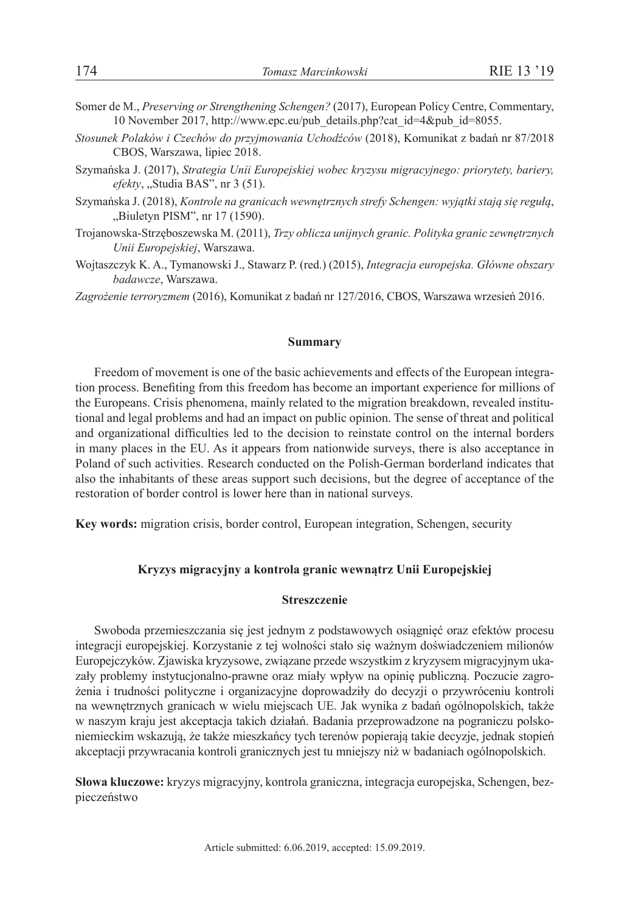Somer de M., *Preserving or Strengthening Schengen?* (2017), European Policy Centre, Commentary, 10 November 2017, http://www.epc.eu/pub_details.php?cat_id=4&pub_id=8055.

*Stosunek Polaków i Czechów do przyjmowania Uchodźców* (2018), Komunikat z badań nr 87/2018 CBOS, Warszawa, lipiec 2018.

Szymańska J. (2017), *Strategia Unii Europejskiej wobec kryzysu migracyjnego: priorytety, bariery, efekty*, „Studia BAS", nr 3 (51).

Szymańska J. (2018), *Kontrole na granicach wewnętrznych strefy Schengen: wyjątki stają się regułą*, „Biuletyn PISM", nr 17 (1590).

Trojanowska-Strzęboszewska M. (2011), *Trzy oblicza unijnych granic. Polityka granic zewnętrznych Unii Europejskiej*, Warszawa.

Wojtaszczyk K. A., Tymanowski J., Stawarz P. (red.) (2015), *Integracja europejska. Główne obszary badawcze*, Warszawa.

*Zagrożenie terroryzmem* (2016), Komunikat z badań nr 127/2016, CBOS, Warszawa wrzesień 2016.

## Summary

Freedom of movement is one of the basic achievements and effects of the European integration process. Benefiting from this freedom has become an important experience for millions of the Europeans. Crisis phenomena, mainly related to the migration breakdown, revealed institutional and legal problems and had an impact on public opinion. The sense of threat and political and organizational difficulties led to the decision to reinstate control on the internal borders in many places in the EU. As it appears from nationwide surveys, there is also acceptance in Poland of such activities. Research conducted on the Polish-German borderland indicates that also the inhabitants of these areas support such decisions, but the degree of acceptance of the restoration of border control is lower here than in national surveys.

**Key words:** migration crisis, border control, European integration, Schengen, security

## Kryzys migracyjny a kontrola granic wewnątrz Unii Europejskiej

## Streszczenie

Swoboda przemieszczania się jest jednym z podstawowych osiągnięć oraz efektów procesu integracji europejskiej. Korzystanie z tej wolności stało się ważnym doświadczeniem milionów Europejczyków. Zjawiska kryzysowe, związane przede wszystkim z kryzysem migracyjnym ukazały problemy instytucjonalno-prawne oraz miały wpływ na opinię publiczną. Poczucie zagrożenia i trudności polityczne i organizacyjne doprowadziły do decyzji o przywróceniu kontroli na wewnętrznych granicach w wielu miejscach UE. Jak wynika z badań ogólnopolskich, także w naszym kraju jest akceptacja takich działań. Badania przeprowadzone na pograniczu polsko-niemieckim wskazują, że także mieszkańcy tych terenów popierają takie decyzje, jednak stopień akceptacji przywracania kontroli granicznych jest tu mniejszy niż w badaniach ogólnopolskich.

**Słowa kluczowe:** kryzys migracyjny, kontrola graniczna, integracja europejska, Schengen, bezpieczeństwo

Article submitted: 6.06.2019, accepted: 15.09.2019.